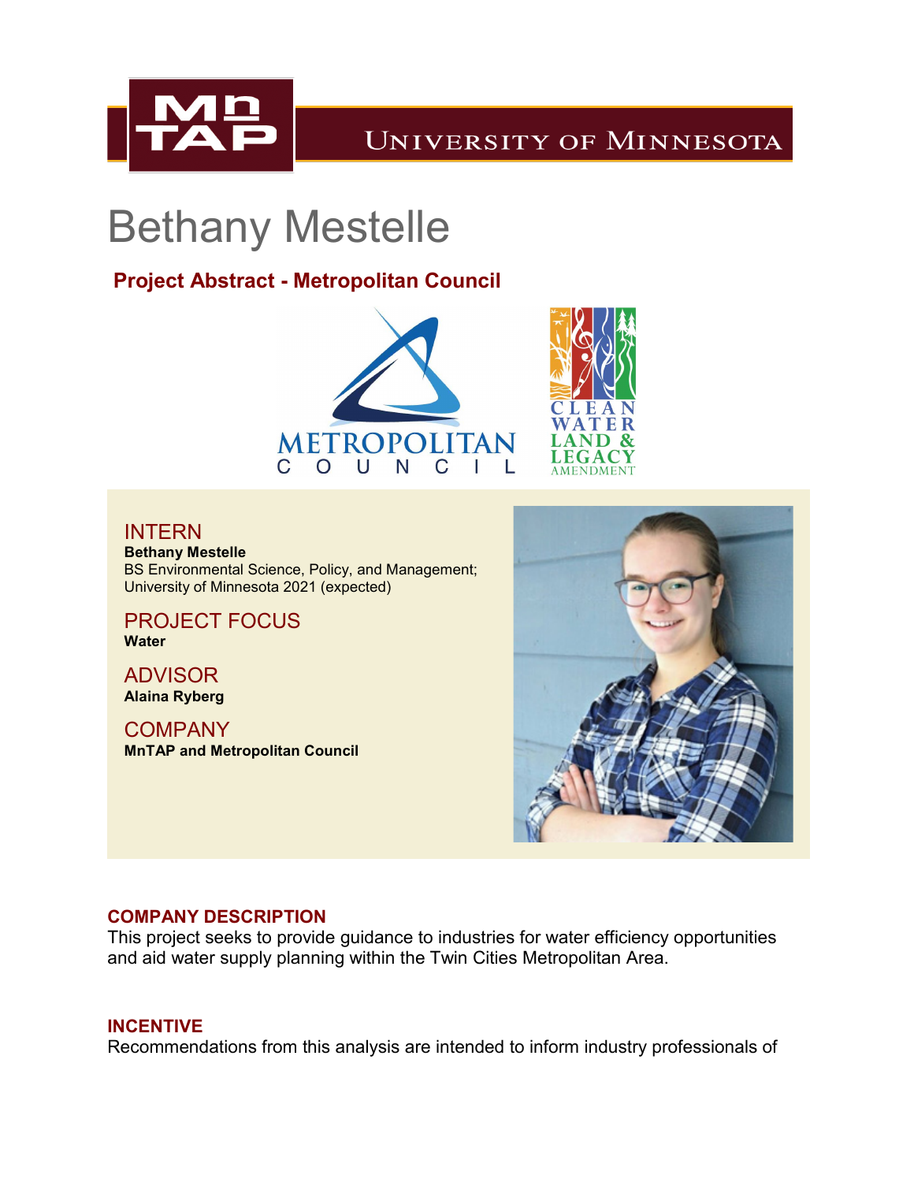# Bethany Mestelle

## Project Abstract - Metropolitan Council

INTERN
**Bethany Mestelle**
BS Environmental Science, Policy, and Management;
University of Minnesota 2021 (expected)

PROJECT FOCUS
**Water**

ADVISOR
**Alaina Ryberg**

COMPANY
**MnTAP and Metropolitan Council**

### COMPANY DESCRIPTION

This project seeks to provide guidance to industries for water efficiency opportunities and aid water supply planning within the Twin Cities Metropolitan Area.

### INCENTIVE

Recommendations from this analysis are intended to inform industry professionals of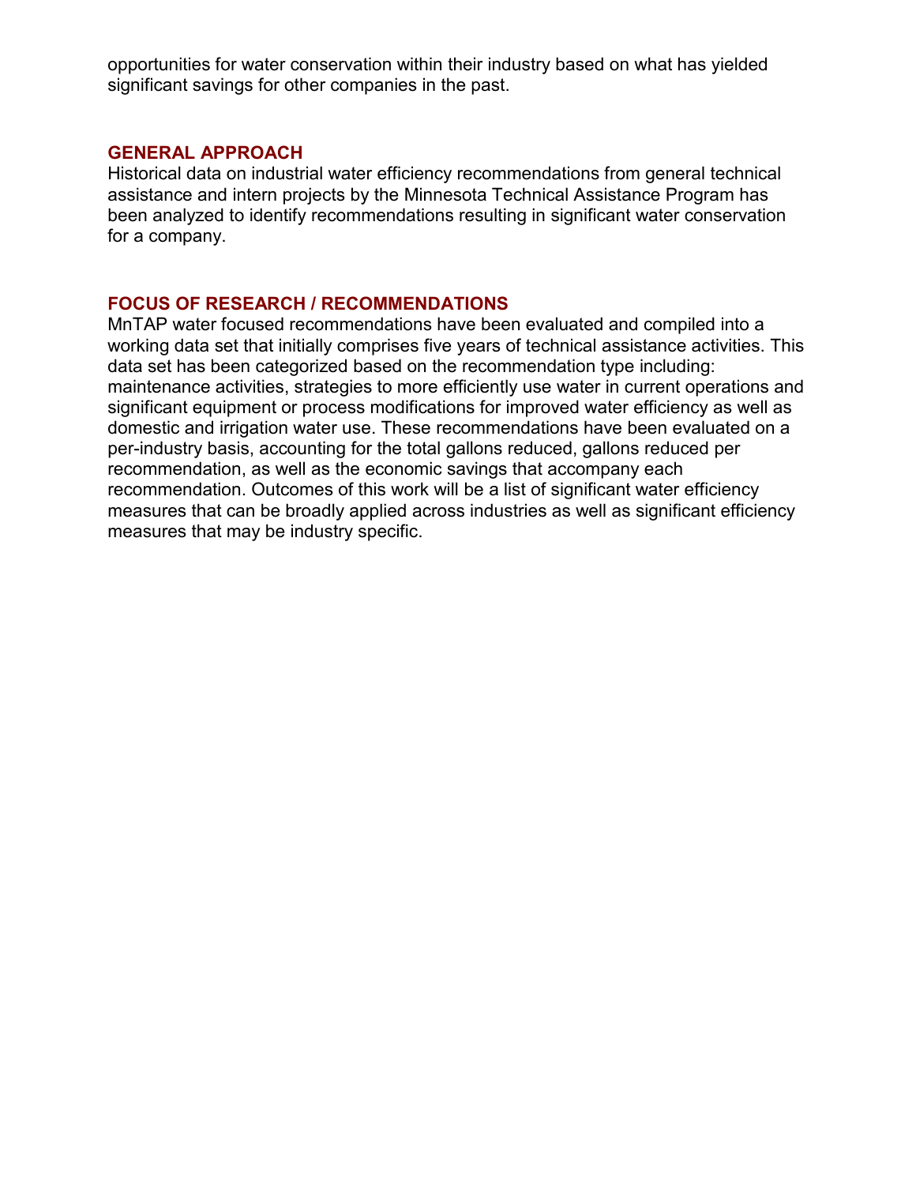opportunities for water conservation within their industry based on what has yielded significant savings for other companies in the past.

## GENERAL APPROACH

Historical data on industrial water efficiency recommendations from general technical assistance and intern projects by the Minnesota Technical Assistance Program has been analyzed to identify recommendations resulting in significant water conservation for a company.

## FOCUS OF RESEARCH / RECOMMENDATIONS

MnTAP water focused recommendations have been evaluated and compiled into a working data set that initially comprises five years of technical assistance activities. This data set has been categorized based on the recommendation type including: maintenance activities, strategies to more efficiently use water in current operations and significant equipment or process modifications for improved water efficiency as well as domestic and irrigation water use. These recommendations have been evaluated on a per-industry basis, accounting for the total gallons reduced, gallons reduced per recommendation, as well as the economic savings that accompany each recommendation. Outcomes of this work will be a list of significant water efficiency measures that can be broadly applied across industries as well as significant efficiency measures that may be industry specific.